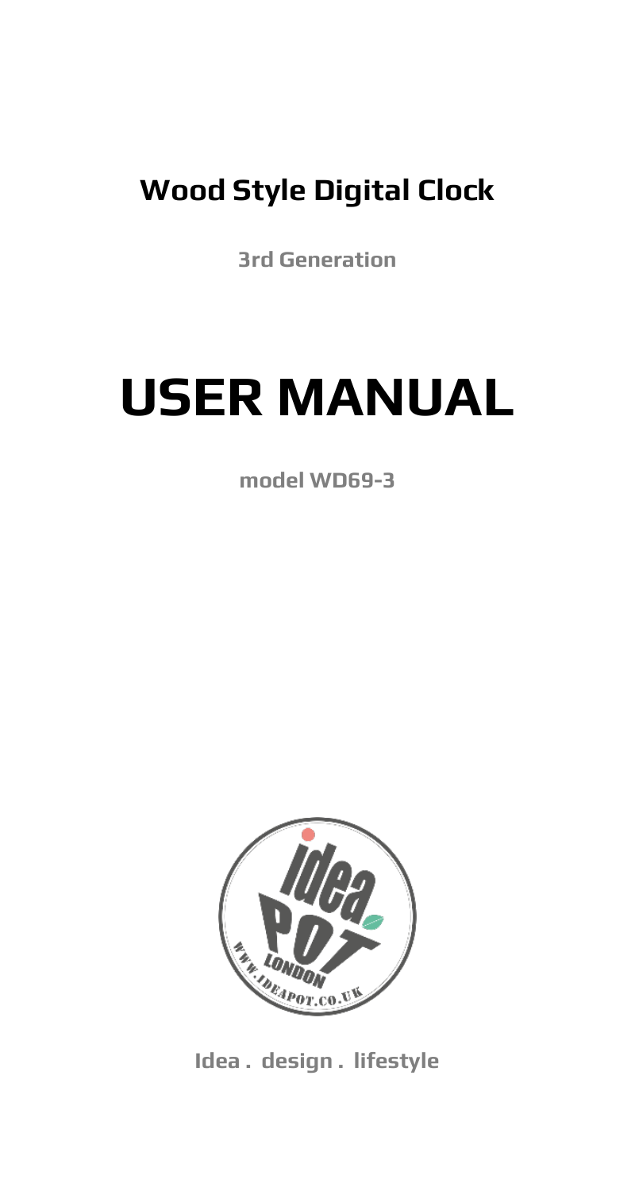# Wood Style Digital Clock

**3rd Generation**

# USER MANUAL

**model WD69-3**

**Idea . design . lifestyle**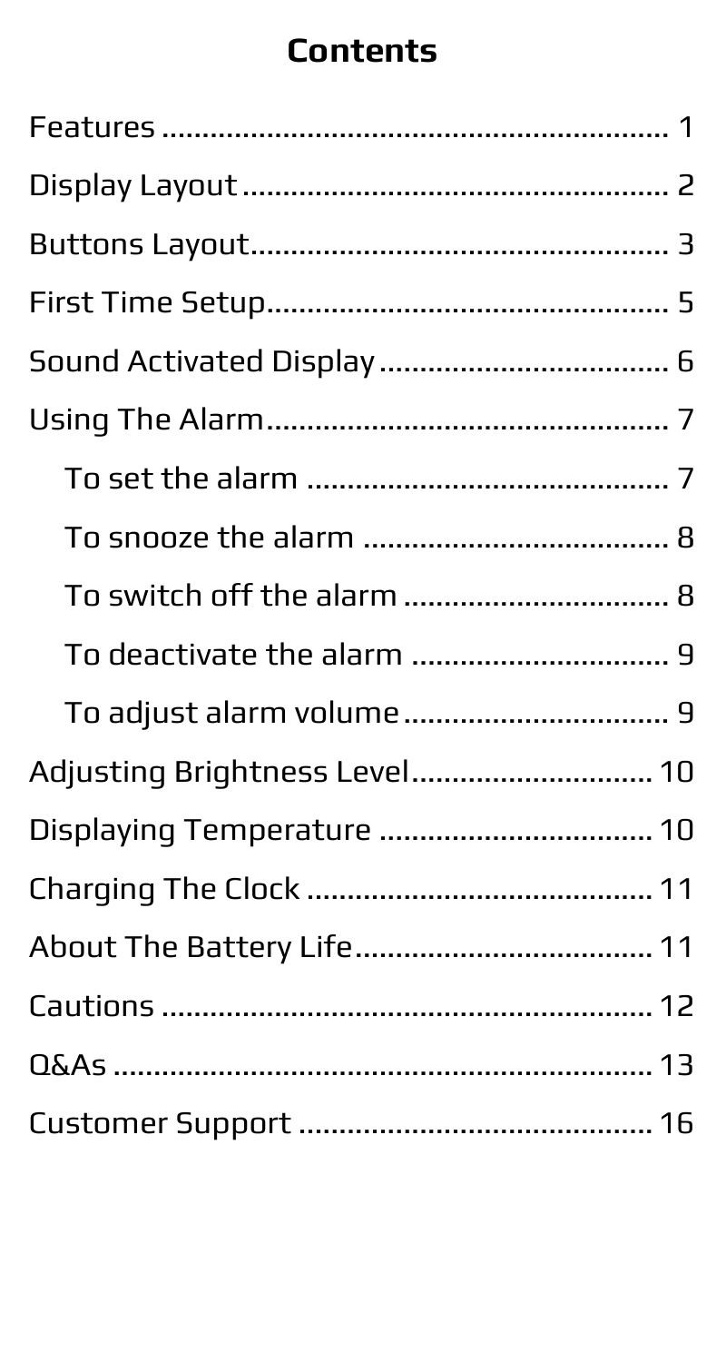# Contents

Features ........................................................ 1

Display Layout ................................................ 2

Buttons Layout ................................................ 3

First Time Setup .............................................. 5

Sound Activated Display ................................ 6

Using The Alarm .............................................. 7

- To set the alarm ........................................ 7
- To snooze the alarm .................................. 8
- To switch off the alarm ............................ 8
- To deactivate the alarm ............................ 9
- To adjust alarm volume ............................ 9

Adjusting Brightness Level .......................... 10

Displaying Temperature ............................... 10

Charging The Clock ....................................... 11

About The Battery Life ................................. 11

Cautions ........................................................ 12

Q&As ............................................................. 13

Customer Support ......................................... 16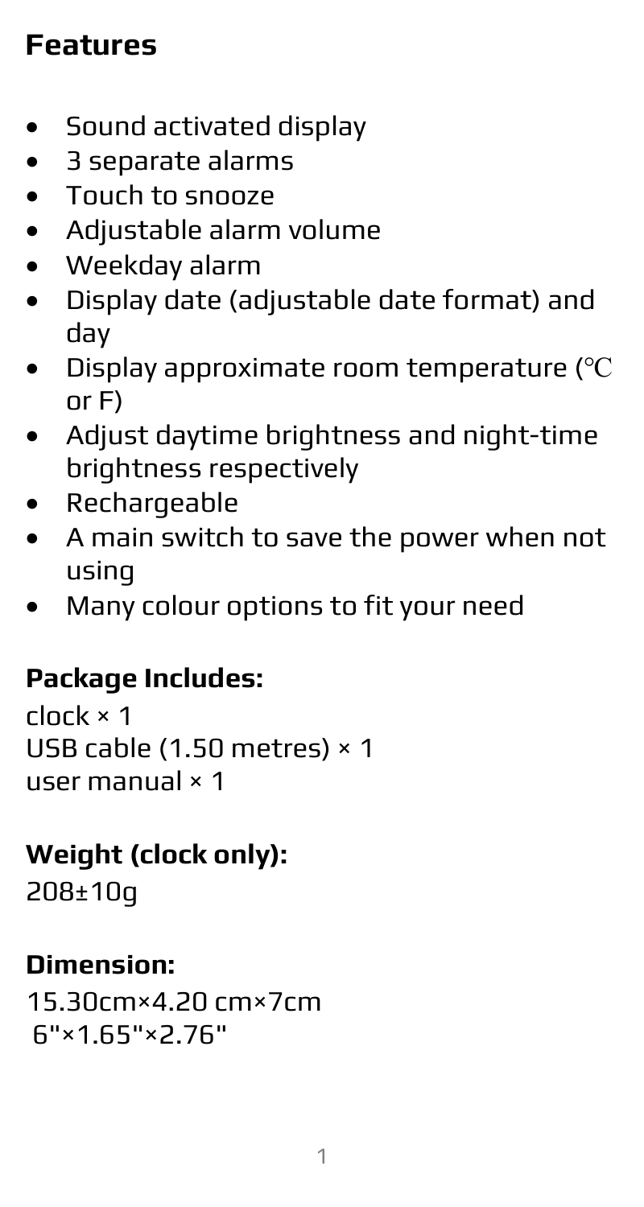## Features

- Sound activated display
- 3 separate alarms
- Touch to snooze
- Adjustable alarm volume
- Weekday alarm
- Display date (adjustable date format) and day
- Display approximate room temperature (℃ or F)
- Adjust daytime brightness and night-time brightness respectively
- Rechargeable
- A main switch to save the power when not using
- Many colour options to fit your need

**Package Includes:**

clock × 1
USB cable (1.50 metres) × 1
user manual × 1

**Weight (clock only):**

208±10g

**Dimension:**

15.30cm×4.20 cm×7cm
6"×1.65"×2.76"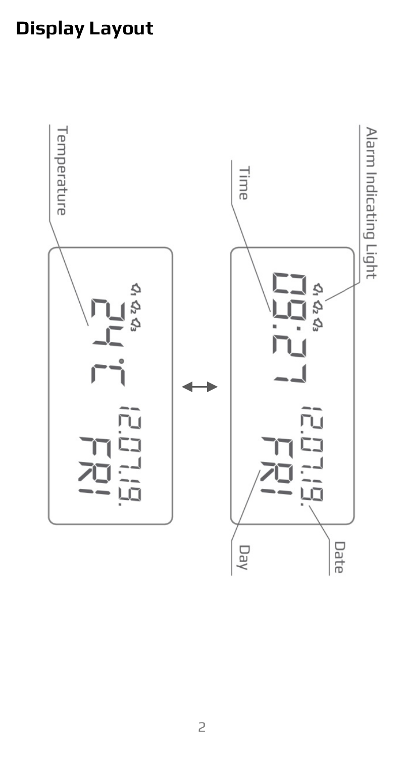## Display Layout

Alarm Indicating Light

Time

Date

Day

Temperature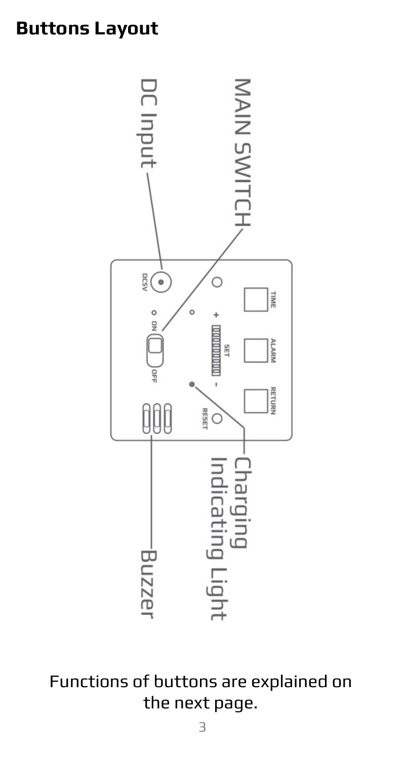## Buttons Layout

Functions of buttons are explained on the next page.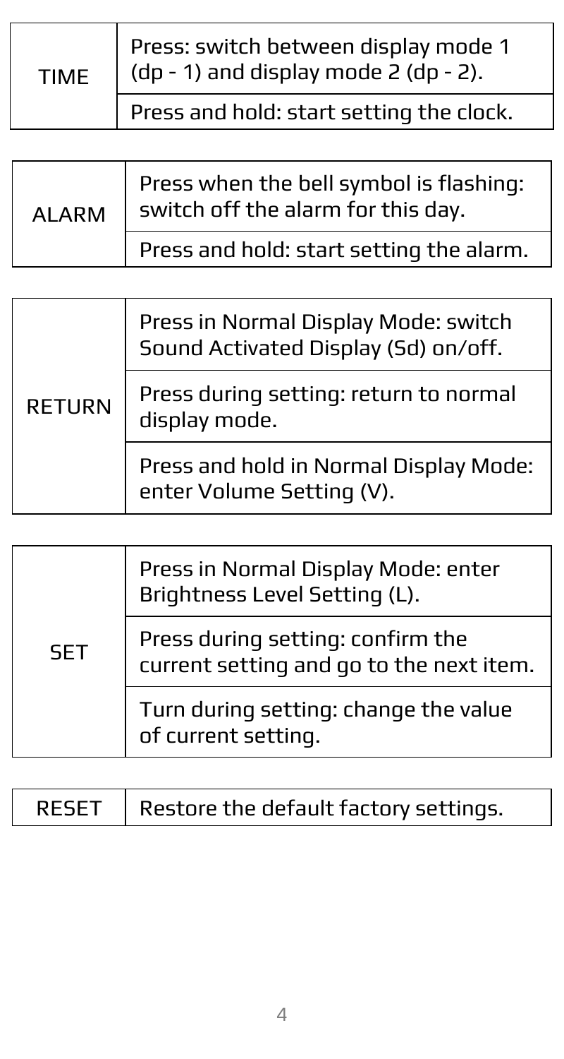| | |
|---|---|
| TIME | Press: switch between display mode 1 (dp - 1) and display mode 2 (dp - 2). |
| | Press and hold: start setting the clock. |

| | |
|---|---|
| ALARM | Press when the bell symbol is flashing: switch off the alarm for this day. |
| | Press and hold: start setting the alarm. |

| | |
|---|---|
| RETURN | Press in Normal Display Mode: switch Sound Activated Display (Sd) on/off. |
| | Press during setting: return to normal display mode. |
| | Press and hold in Normal Display Mode: enter Volume Setting (V). |

| | |
|---|---|
| SET | Press in Normal Display Mode: enter Brightness Level Setting (L). |
| | Press during setting: confirm the current setting and go to the next item. |
| | Turn during setting: change the value of current setting. |

| | |
|---|---|
| RESET | Restore the default factory settings. |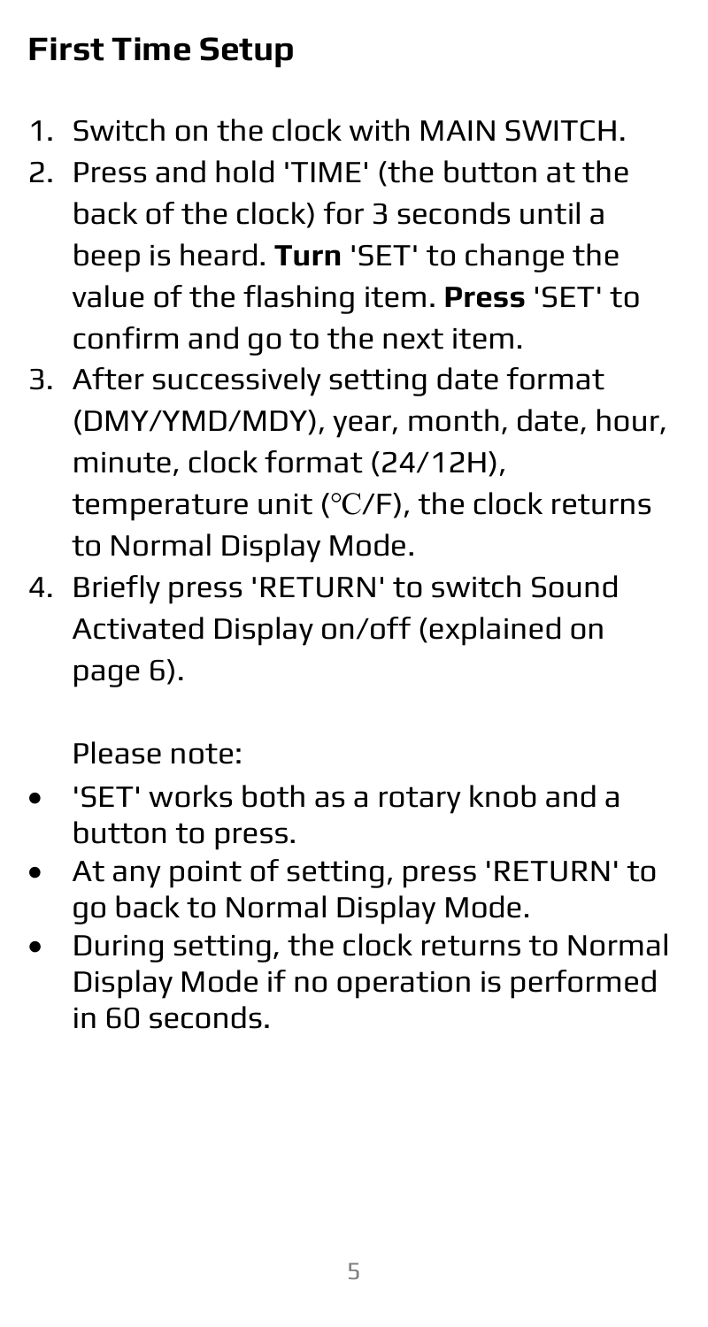## First Time Setup

1. Switch on the clock with MAIN SWITCH.
2. Press and hold 'TIME' (the button at the back of the clock) for 3 seconds until a beep is heard. **Turn** 'SET' to change the value of the flashing item. **Press** 'SET' to confirm and go to the next item.
3. After successively setting date format (DMY/YMD/MDY), year, month, date, hour, minute, clock format (24/12H), temperature unit (℃/F), the clock returns to Normal Display Mode.
4. Briefly press 'RETURN' to switch Sound Activated Display on/off (explained on page 6).

Please note:

- 'SET' works both as a rotary knob and a button to press.
- At any point of setting, press 'RETURN' to go back to Normal Display Mode.
- During setting, the clock returns to Normal Display Mode if no operation is performed in 60 seconds.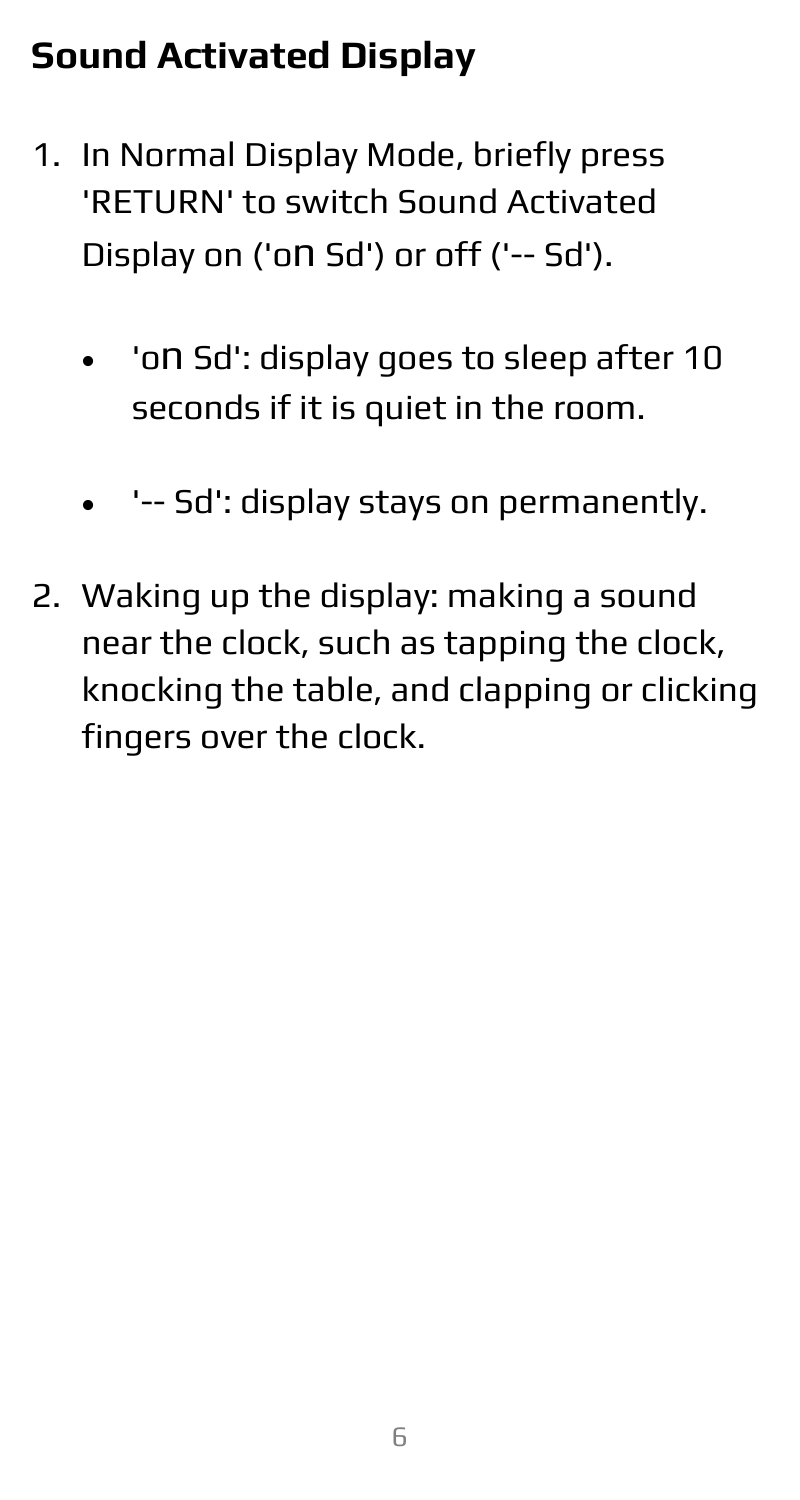## Sound Activated Display

1. In Normal Display Mode, briefly press 'RETURN' to switch Sound Activated Display on ('on Sd') or off ('-- Sd').

    - 'on Sd': display goes to sleep after 10 seconds if it is quiet in the room.

    - '-- Sd': display stays on permanently.

2. Waking up the display: making a sound near the clock, such as tapping the clock, knocking the table, and clapping or clicking fingers over the clock.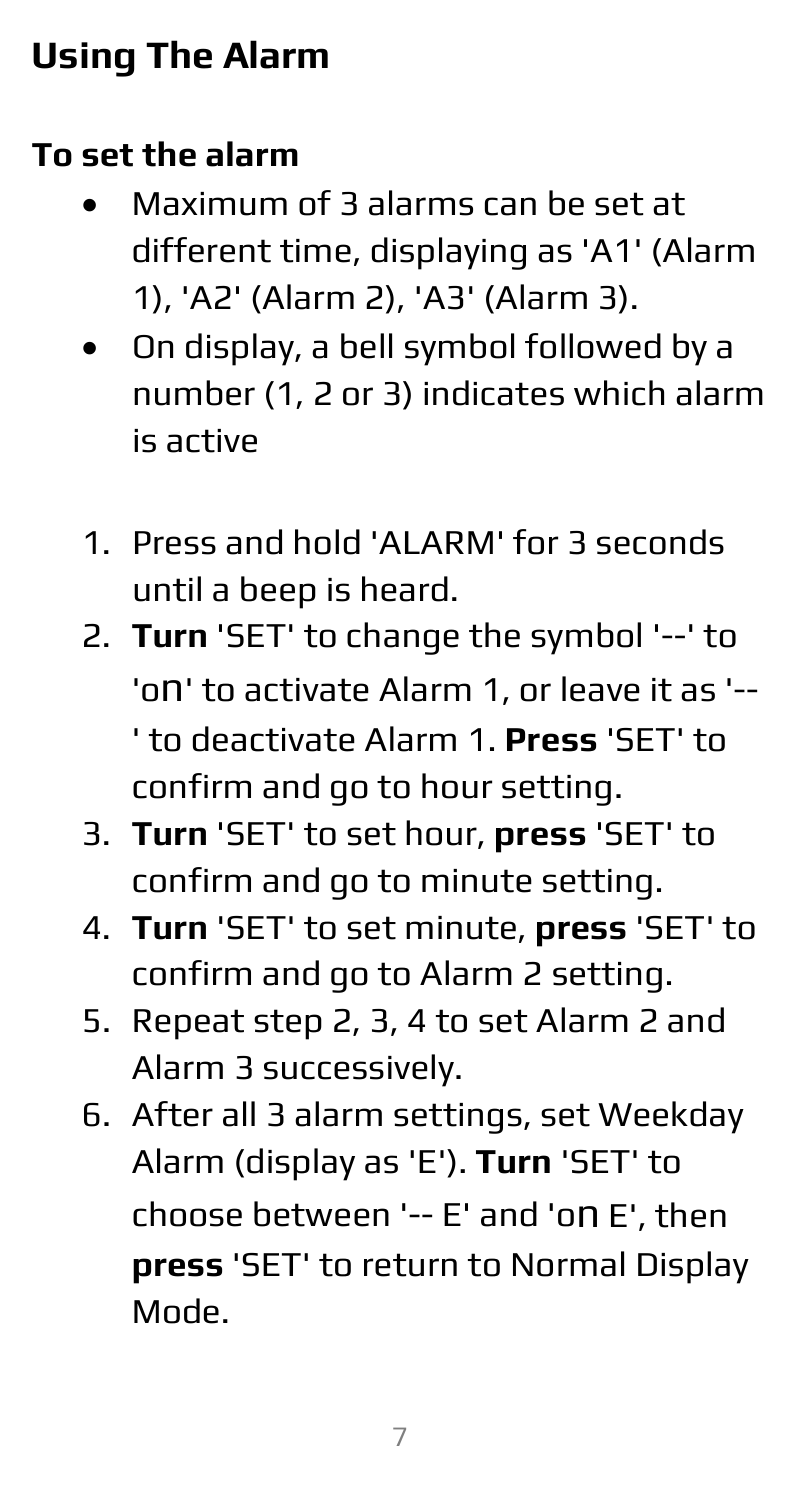## Using The Alarm

### To set the alarm

- Maximum of 3 alarms can be set at different time, displaying as 'A1' (Alarm 1), 'A2' (Alarm 2), 'A3' (Alarm 3).
- On display, a bell symbol followed by a number (1, 2 or 3) indicates which alarm is active

1. Press and hold 'ALARM' for 3 seconds until a beep is heard.
2. **Turn** 'SET' to change the symbol '--' to 'on' to activate Alarm 1, or leave it as '--' to deactivate Alarm 1. **Press** 'SET' to confirm and go to hour setting.
3. **Turn** 'SET' to set hour, **press** 'SET' to confirm and go to minute setting.
4. **Turn** 'SET' to set minute, **press** 'SET' to confirm and go to Alarm 2 setting.
5. Repeat step 2, 3, 4 to set Alarm 2 and Alarm 3 successively.
6. After all 3 alarm settings, set Weekday Alarm (display as 'E'). **Turn** 'SET' to choose between '-- E' and 'on E', then **press** 'SET' to return to Normal Display Mode.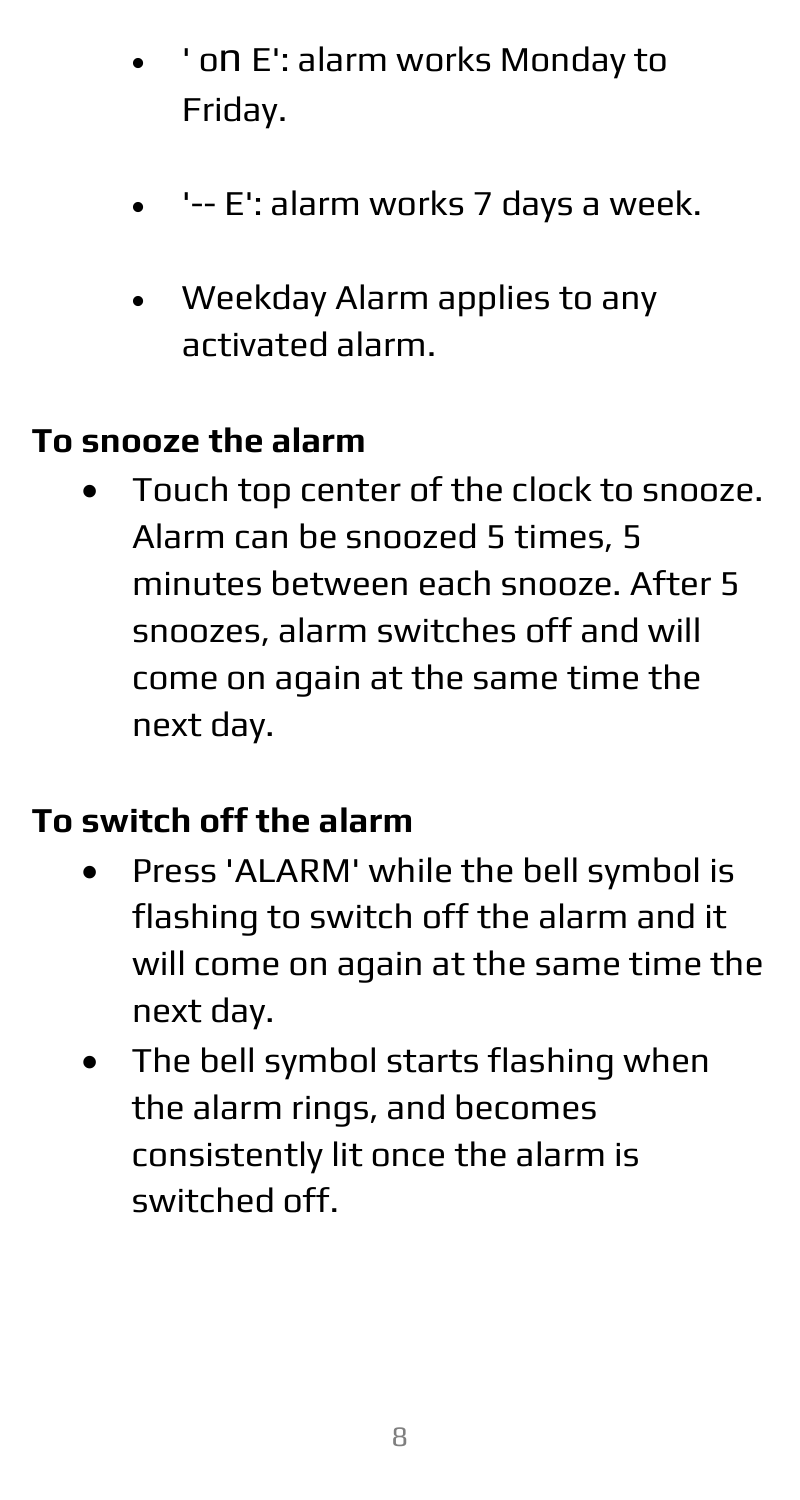- ' on E': alarm works Monday to Friday.
- '-- E': alarm works 7 days a week.
- Weekday Alarm applies to any activated alarm.

**To snooze the alarm**

- Touch top center of the clock to snooze. Alarm can be snoozed 5 times, 5 minutes between each snooze. After 5 snoozes, alarm switches off and will come on again at the same time the next day.

**To switch off the alarm**

- Press 'ALARM' while the bell symbol is flashing to switch off the alarm and it will come on again at the same time the next day.
- The bell symbol starts flashing when the alarm rings, and becomes consistently lit once the alarm is switched off.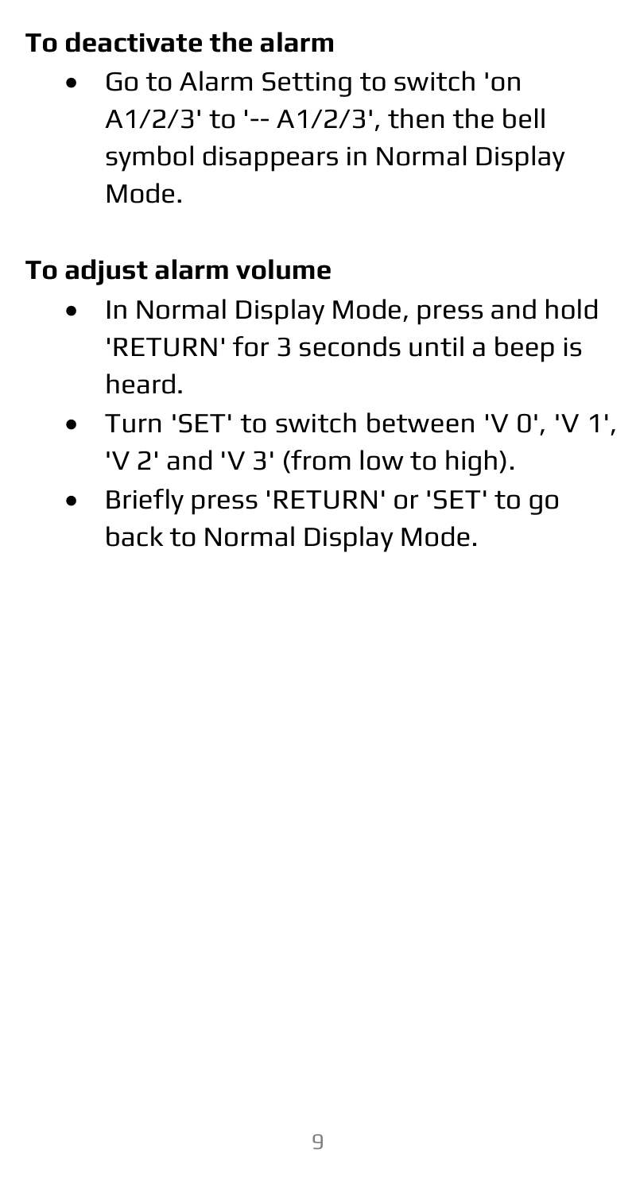**To deactivate the alarm**

- Go to Alarm Setting to switch 'on A1/2/3' to '-- A1/2/3', then the bell symbol disappears in Normal Display Mode.

**To adjust alarm volume**

- In Normal Display Mode, press and hold 'RETURN' for 3 seconds until a beep is heard.
- Turn 'SET' to switch between 'V 0', 'V 1', 'V 2' and 'V 3' (from low to high).
- Briefly press 'RETURN' or 'SET' to go back to Normal Display Mode.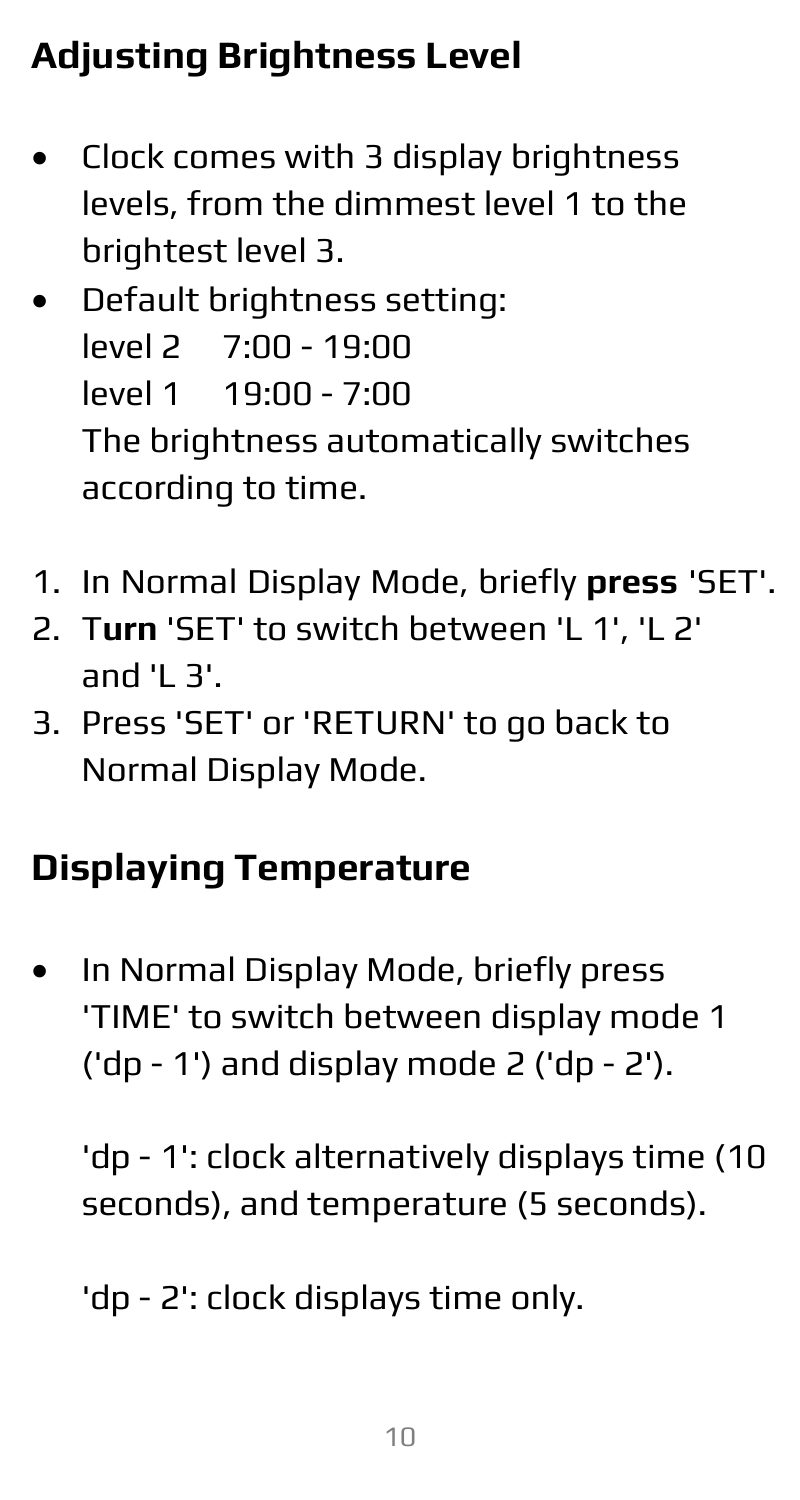## Adjusting Brightness Level

- Clock comes with 3 display brightness levels, from the dimmest level 1 to the brightest level 3.
- Default brightness setting:  
  level 2  7:00 - 19:00  
  level 1  19:00 - 7:00  
  The brightness automatically switches according to time.

1. In Normal Display Mode, briefly **press** 'SET'.
2. T**urn** 'SET' to switch between 'L 1', 'L 2' and 'L 3'.
3. Press 'SET' or 'RETURN' to go back to Normal Display Mode.

## Displaying Temperature

- In Normal Display Mode, briefly press 'TIME' to switch between display mode 1 ('dp - 1') and display mode 2 ('dp - 2').

  'dp - 1': clock alternatively displays time (10 seconds), and temperature (5 seconds).

  'dp - 2': clock displays time only.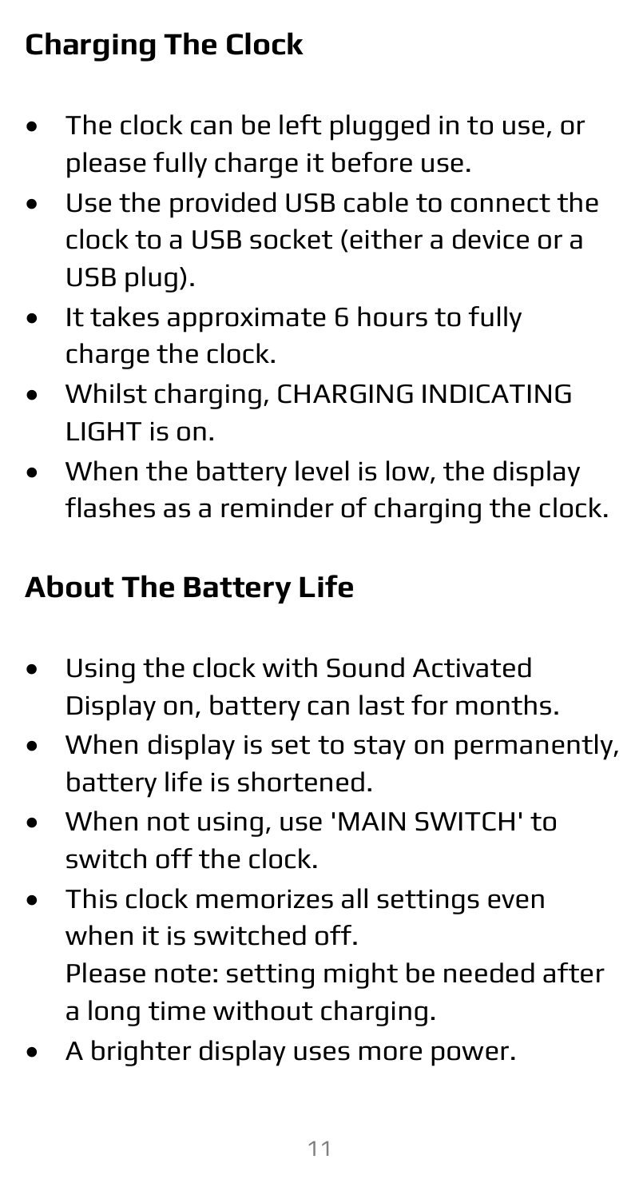## Charging The Clock

- The clock can be left plugged in to use, or please fully charge it before use.
- Use the provided USB cable to connect the clock to a USB socket (either a device or a USB plug).
- It takes approximate 6 hours to fully charge the clock.
- Whilst charging, CHARGING INDICATING LIGHT is on.
- When the battery level is low, the display flashes as a reminder of charging the clock.

## About The Battery Life

- Using the clock with Sound Activated Display on, battery can last for months.
- When display is set to stay on permanently, battery life is shortened.
- When not using, use 'MAIN SWITCH' to switch off the clock.
- This clock memorizes all settings even when it is switched off.
  Please note: setting might be needed after a long time without charging.
- A brighter display uses more power.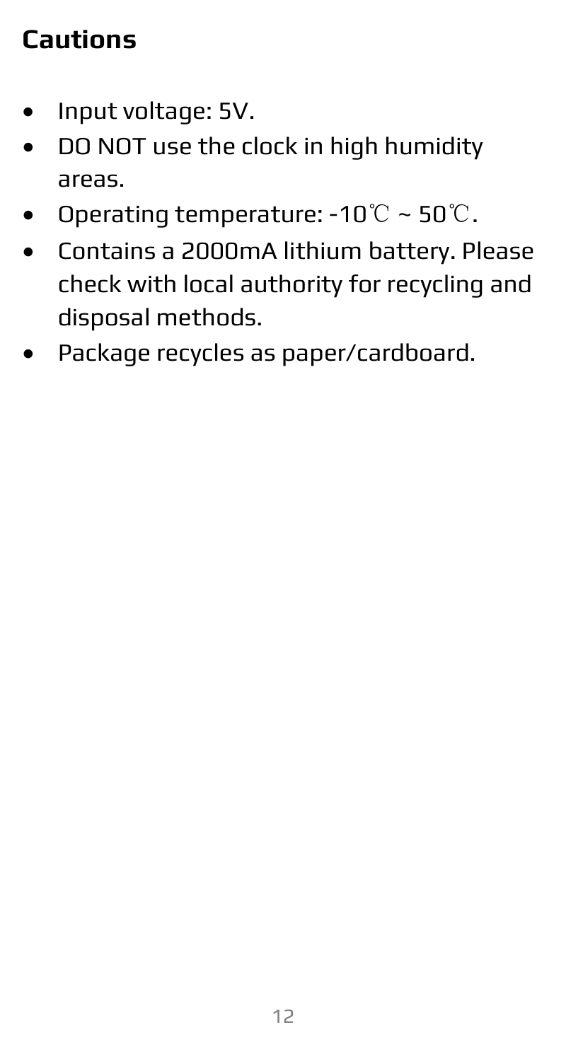## Cautions

- Input voltage: 5V.
- DO NOT use the clock in high humidity areas.
- Operating temperature: -10℃ ~ 50℃.
- Contains a 2000mA lithium battery. Please check with local authority for recycling and disposal methods.
- Package recycles as paper/cardboard.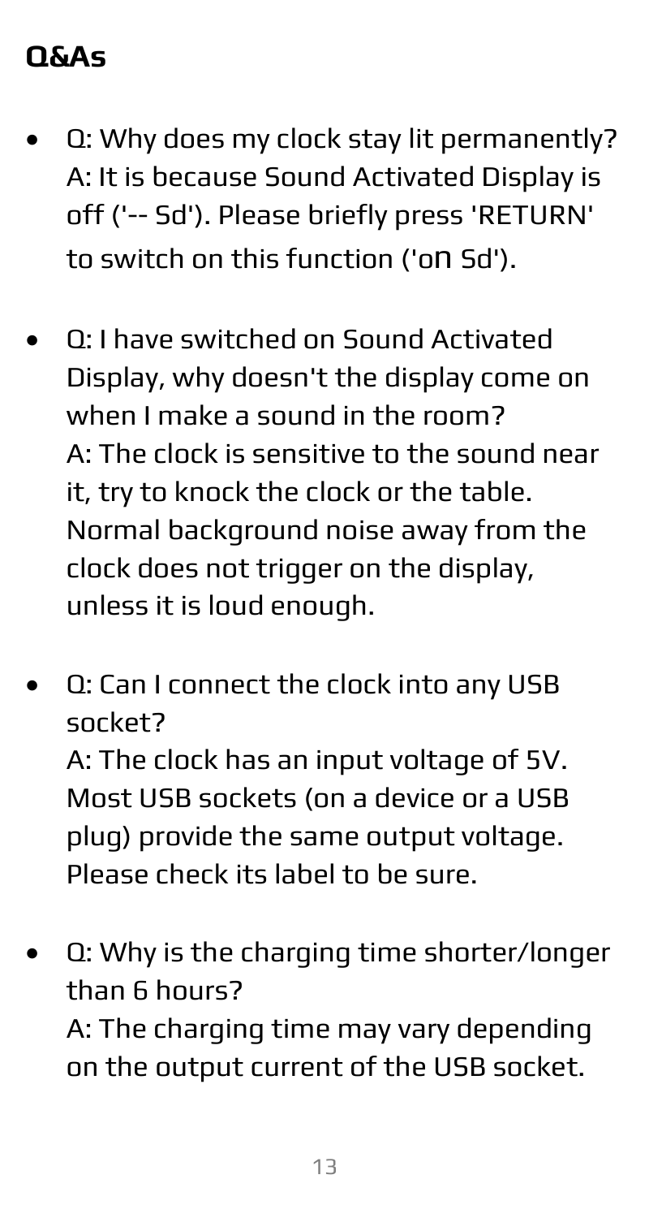## Q&As

- Q: Why does my clock stay lit permanently?
  A: It is because Sound Activated Display is off ('-- Sd'). Please briefly press 'RETURN' to switch on this function ('on Sd').

- Q: I have switched on Sound Activated Display, why doesn't the display come on when I make a sound in the room?
  A: The clock is sensitive to the sound near it, try to knock the clock or the table. Normal background noise away from the clock does not trigger on the display, unless it is loud enough.

- Q: Can I connect the clock into any USB socket?
  A: The clock has an input voltage of 5V. Most USB sockets (on a device or a USB plug) provide the same output voltage. Please check its label to be sure.

- Q: Why is the charging time shorter/longer than 6 hours?
  A: The charging time may vary depending on the output current of the USB socket.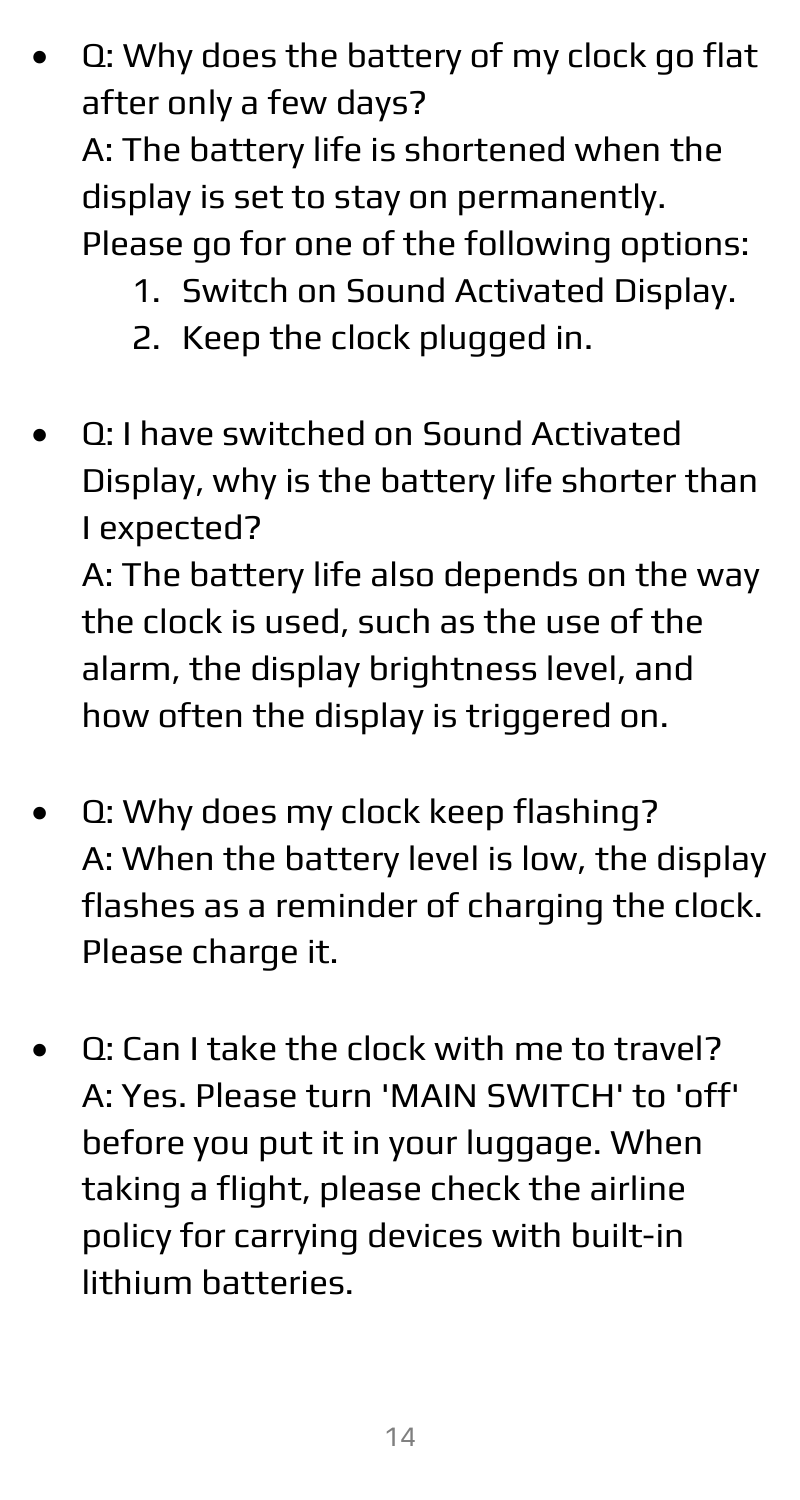- Q: Why does the battery of my clock go flat after only a few days?
  A: The battery life is shortened when the display is set to stay on permanently. Please go for one of the following options:
    1. Switch on Sound Activated Display.
    2. Keep the clock plugged in.

- Q: I have switched on Sound Activated Display, why is the battery life shorter than I expected?
  A: The battery life also depends on the way the clock is used, such as the use of the alarm, the display brightness level, and how often the display is triggered on.

- Q: Why does my clock keep flashing?
  A: When the battery level is low, the display flashes as a reminder of charging the clock. Please charge it.

- Q: Can I take the clock with me to travel?
  A: Yes. Please turn 'MAIN SWITCH' to 'off' before you put it in your luggage. When taking a flight, please check the airline policy for carrying devices with built-in lithium batteries.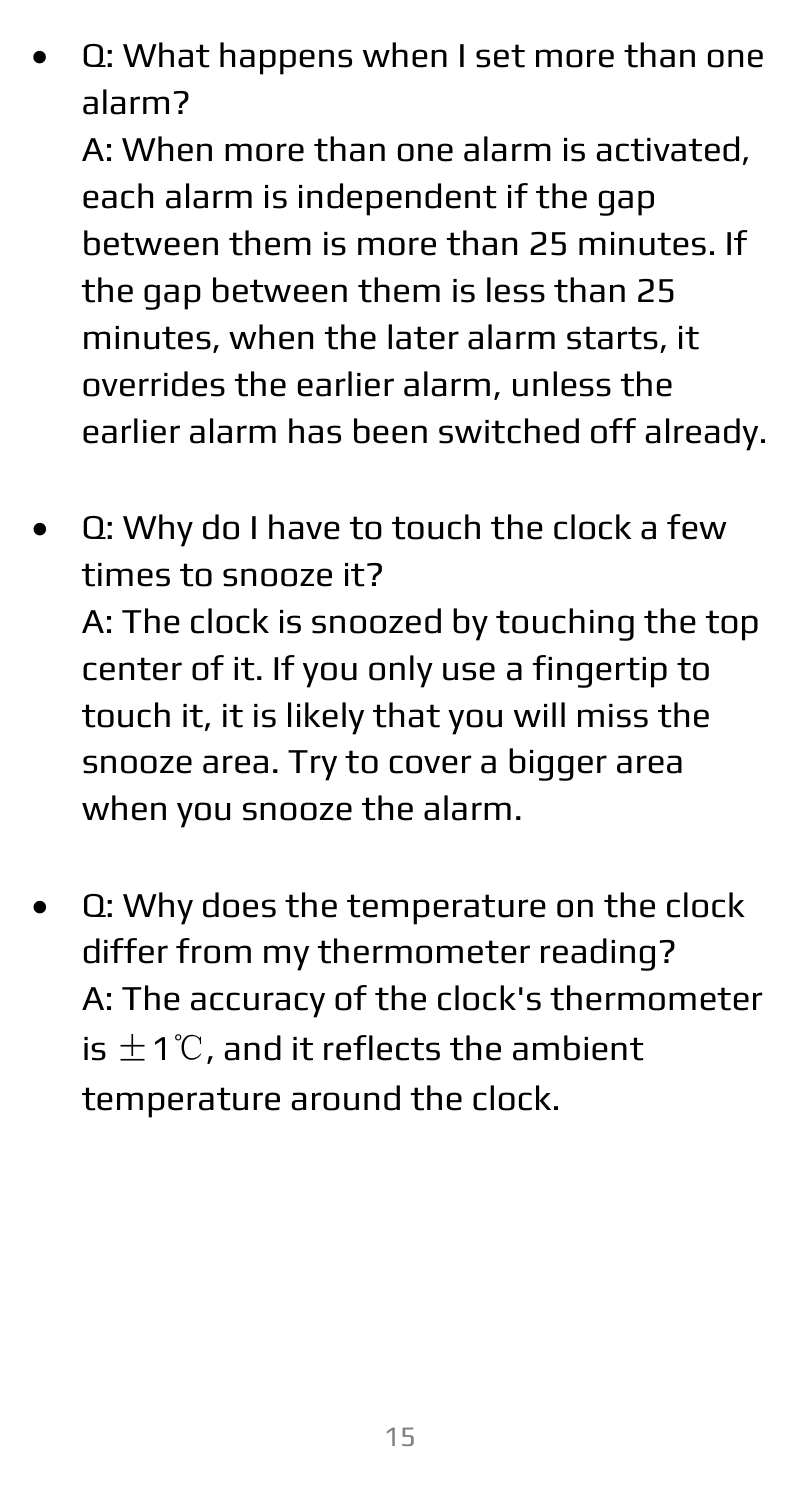- Q: What happens when I set more than one alarm?
  A: When more than one alarm is activated, each alarm is independent if the gap between them is more than 25 minutes. If the gap between them is less than 25 minutes, when the later alarm starts, it overrides the earlier alarm, unless the earlier alarm has been switched off already.

- Q: Why do I have to touch the clock a few times to snooze it?
  A: The clock is snoozed by touching the top center of it. If you only use a fingertip to touch it, it is likely that you will miss the snooze area. Try to cover a bigger area when you snooze the alarm.

- Q: Why does the temperature on the clock differ from my thermometer reading?
  A: The accuracy of the clock's thermometer is ±1℃, and it reflects the ambient temperature around the clock.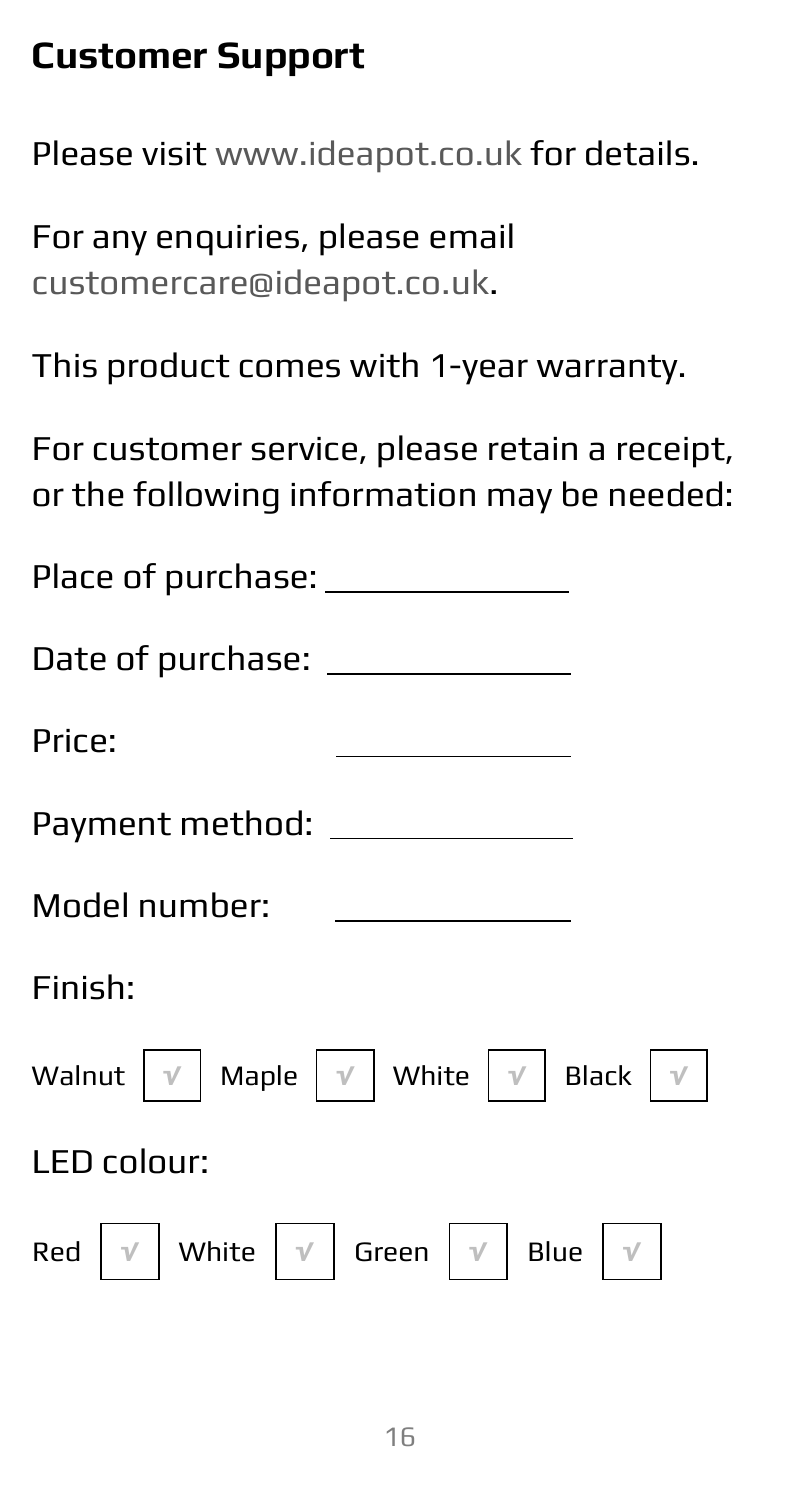## Customer Support

Please visit www.ideapot.co.uk for details.

For any enquiries, please email customercare@ideapot.co.uk.

This product comes with 1-year warranty.

For customer service, please retain a receipt, or the following information may be needed:

Place of purchase: ______________

Date of purchase: ______________

Price: ______________

Payment method: ______________

Model number: ______________

Finish:

Walnut √ Maple √ White √ Black √

LED colour:

Red √ White √ Green √ Blue √